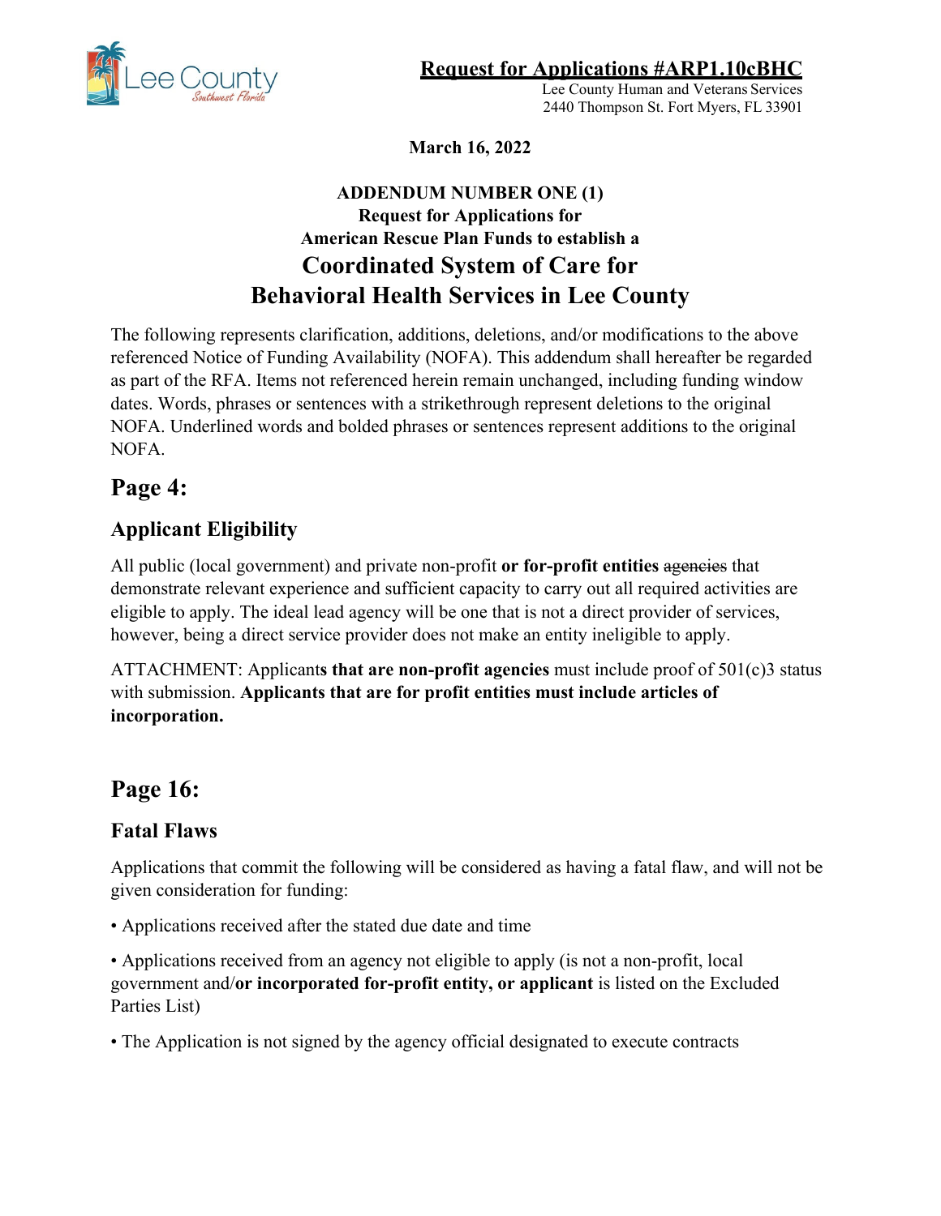**Request for Applications #ARP1.10cBHC**

Lee County Human and Veterans Services
2440 Thompson St. Fort Myers, FL 33901

**March 16, 2022**

**ADDENDUM NUMBER ONE (1)**
**Request for Applications for**
**American Rescue Plan Funds to establish a**

# Coordinated System of Care for Behavioral Health Services in Lee County

The following represents clarification, additions, deletions, and/or modifications to the above referenced Notice of Funding Availability (NOFA). This addendum shall hereafter be regarded as part of the RFA. Items not referenced herein remain unchanged, including funding window dates. Words, phrases or sentences with a strikethrough represent deletions to the original NOFA. Underlined words and bolded phrases or sentences represent additions to the original NOFA.

## Page 4:

### Applicant Eligibility

All public (local government) and private non-profit **or for-profit entities** ~~agencies~~ that demonstrate relevant experience and sufficient capacity to carry out all required activities are eligible to apply. The ideal lead agency will be one that is not a direct provider of services, however, being a direct service provider does not make an entity ineligible to apply.

ATTACHMENT: Applicant**s that are non-profit agencies** must include proof of 501(c)3 status with submission. **Applicants that are for profit entities must include articles of incorporation.**

## Page 16:

### Fatal Flaws

Applications that commit the following will be considered as having a fatal flaw, and will not be given consideration for funding:

- Applications received after the stated due date and time
- Applications received from an agency not eligible to apply (is not a non-profit, local government and/**or incorporated for-profit entity, or applicant** is listed on the Excluded Parties List)
- The Application is not signed by the agency official designated to execute contracts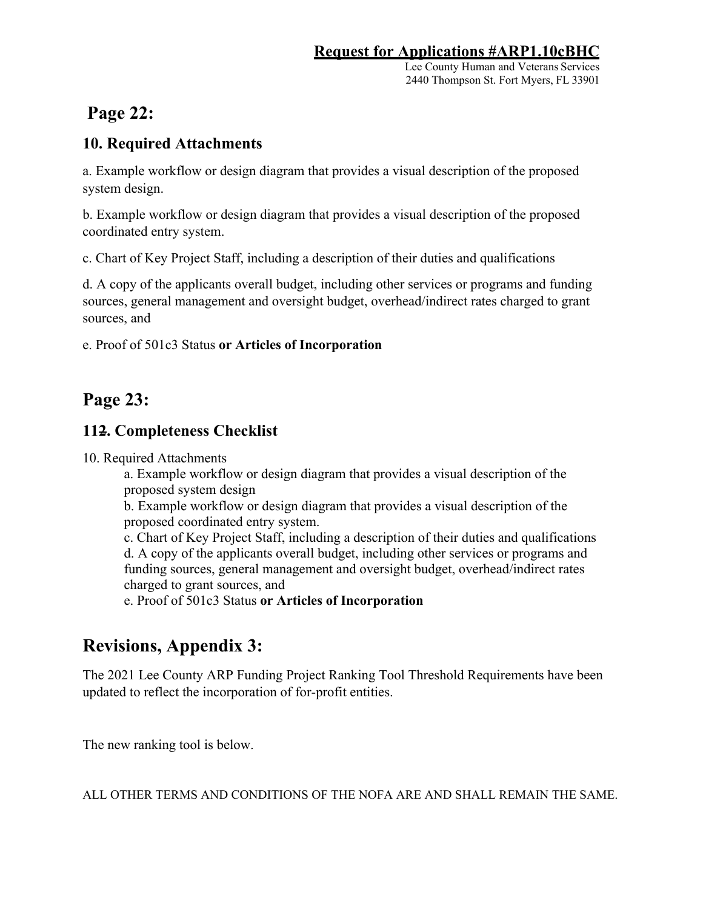## Page 22:

### 10. Required Attachments

a. Example workflow or design diagram that provides a visual description of the proposed system design.

b. Example workflow or design diagram that provides a visual description of the proposed coordinated entry system.

c. Chart of Key Project Staff, including a description of their duties and qualifications

d. A copy of the applicants overall budget, including other services or programs and funding sources, general management and oversight budget, overhead/indirect rates charged to grant sources, and

e. Proof of 501c3 Status **or Articles of Incorporation**

## Page 23:

### 11~~2~~. Completeness Checklist

10. Required Attachments
    - a. Example workflow or design diagram that provides a visual description of the proposed system design
    - b. Example workflow or design diagram that provides a visual description of the proposed coordinated entry system.
    - c. Chart of Key Project Staff, including a description of their duties and qualifications
    - d. A copy of the applicants overall budget, including other services or programs and funding sources, general management and oversight budget, overhead/indirect rates charged to grant sources, and
    - e. Proof of 501c3 Status **or Articles of Incorporation**

## Revisions, Appendix 3:

The 2021 Lee County ARP Funding Project Ranking Tool Threshold Requirements have been updated to reflect the incorporation of for-profit entities.

The new ranking tool is below.

ALL OTHER TERMS AND CONDITIONS OF THE NOFA ARE AND SHALL REMAIN THE SAME.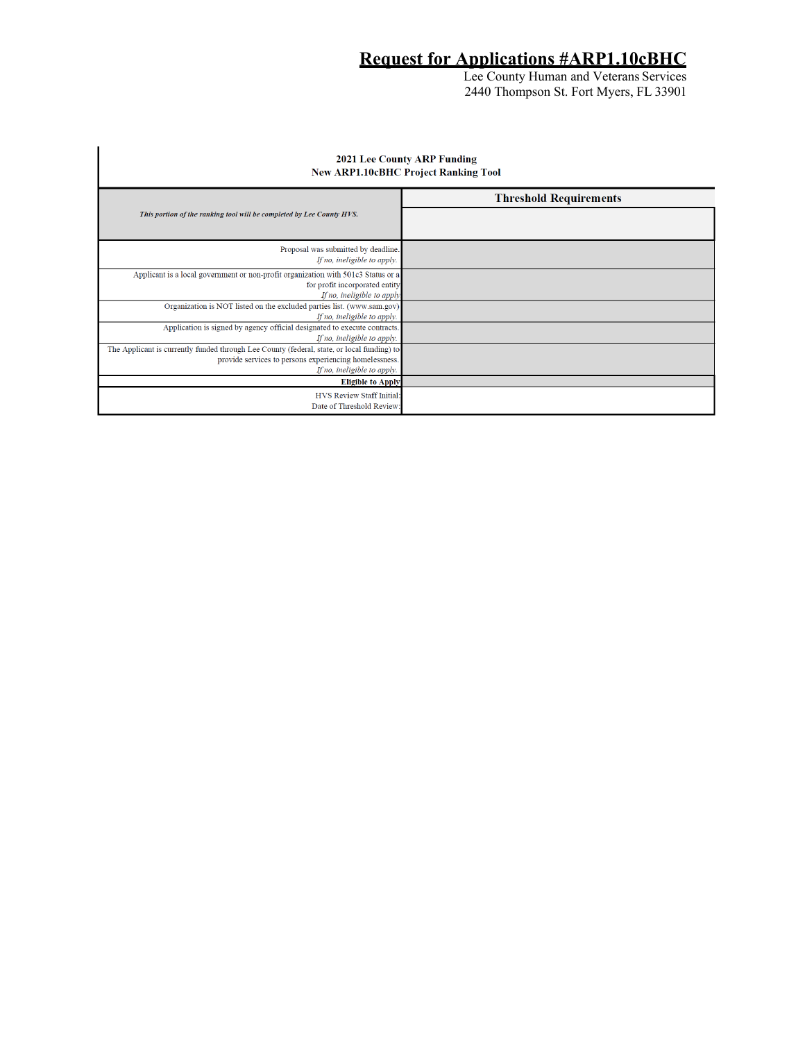# Request for Applications #ARP1.10cBHC

Lee County Human and Veterans Services
2440 Thompson St. Fort Myers, FL 33901

**2021 Lee County ARP Funding**
**New ARP1.10cBHC Project Ranking Tool**

| *This portion of the ranking tool will be completed by Lee County HVS.* | **Threshold Requirements** |
|---|---|
| Proposal was submitted by deadline. *If no, ineligible to apply.* | |
| Applicant is a local government or non-profit organization with 501c3 Status or a for profit incorporated entity *If no, ineligible to apply* | |
| Organization is NOT listed on the excluded parties list. (www.sam.gov) *If no, ineligible to apply.* | |
| Application is signed by agency official designated to execute contracts. *If no, ineligible to apply.* | |
| The Applicant is currently funded through Lee County (federal, state, or local funding) to provide services to persons experiencing homelessness. *If no, ineligible to apply.* | |
| **Eligible to Apply** | |
| HVS Review Staff Initial: Date of Threshold Review: | |